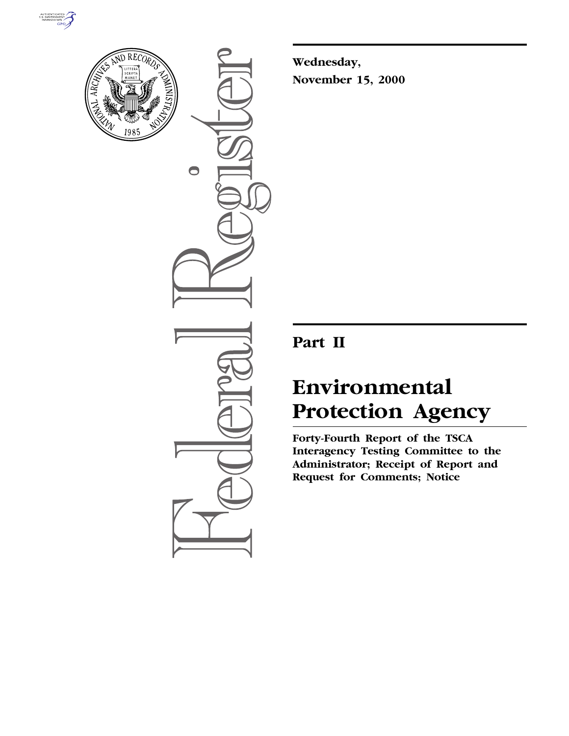**Wednesday,**
**November 15, 2000**

## Part II

# Environmental Protection Agency

**Forty-Fourth Report of the TSCA Interagency Testing Committee to the Administrator; Receipt of Report and Request for Comments; Notice**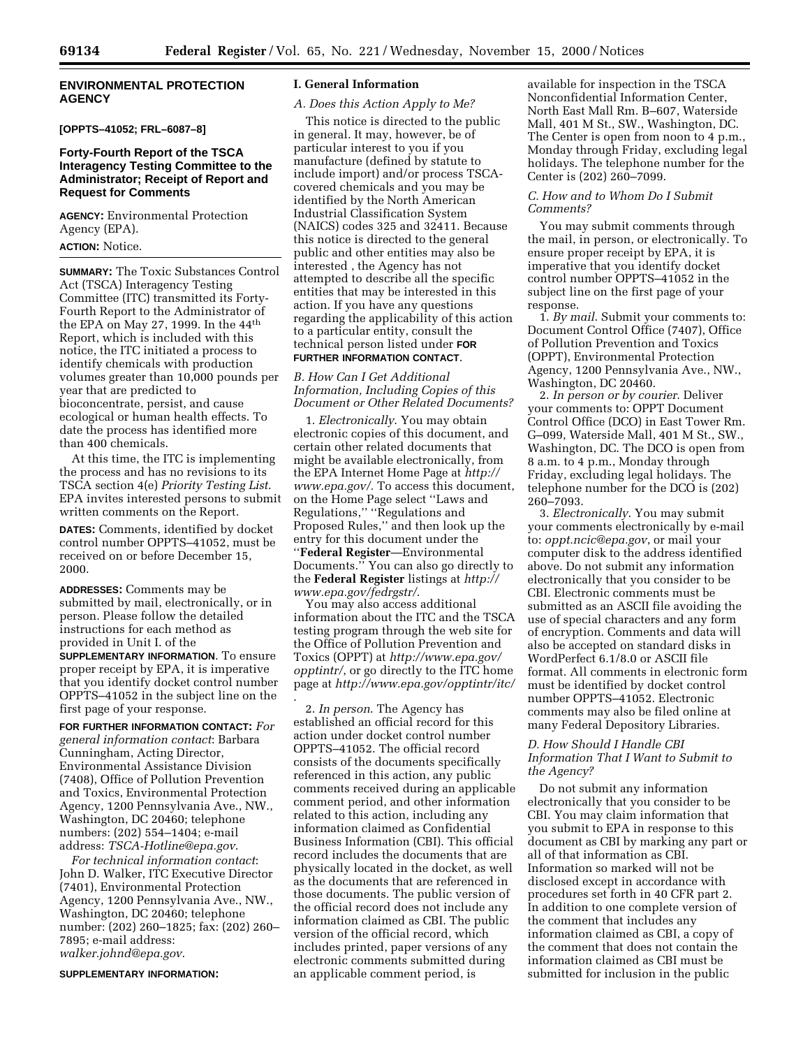## ENVIRONMENTAL PROTECTION AGENCY

**[OPPTS–41052; FRL–6087–8]**

### Forty-Fourth Report of the TSCA Interagency Testing Committee to the Administrator; Receipt of Report and Request for Comments

**AGENCY:** Environmental Protection Agency (EPA).

**ACTION:** Notice.

**SUMMARY:** The Toxic Substances Control Act (TSCA) Interagency Testing Committee (ITC) transmitted its Forty-Fourth Report to the Administrator of the EPA on May 27, 1999. In the 44[th] Report, which is included with this notice, the ITC initiated a process to identify chemicals with production volumes greater than 10,000 pounds per year that are predicted to bioconcentrate, persist, and cause ecological or human health effects. To date the process has identified more than 400 chemicals.

At this time, the ITC is implementing the process and has no revisions to its TSCA section 4(e) *Priority Testing List.* EPA invites interested persons to submit written comments on the Report.

**DATES:** Comments, identified by docket control number OPPTS–41052, must be received on or before December 15, 2000.

**ADDRESSES:** Comments may be submitted by mail, electronically, or in person. Please follow the detailed instructions for each method as provided in Unit I. of the **SUPPLEMENTARY INFORMATION**. To ensure proper receipt by EPA, it is imperative that you identify docket control number OPPTS–41052 in the subject line on the first page of your response.

**FOR FURTHER INFORMATION CONTACT:** *For general information contact*: Barbara Cunningham, Acting Director, Environmental Assistance Division (7408), Office of Pollution Prevention and Toxics, Environmental Protection Agency, 1200 Pennsylvania Ave., NW., Washington, DC 20460; telephone numbers: (202) 554–1404; e-mail address: *TSCA-Hotline@epa.gov*.

*For technical information contact*: John D. Walker, ITC Executive Director (7401), Environmental Protection Agency, 1200 Pennsylvania Ave., NW., Washington, DC 20460; telephone number: (202) 260–1825; fax: (202) 260–7895; e-mail address: *walker.johnd@epa.gov*.

**SUPPLEMENTARY INFORMATION:**

#### I. General Information

*A. Does this Action Apply to Me?*

This notice is directed to the public in general. It may, however, be of particular interest to you if you manufacture (defined by statute to include import) and/or process TSCA-covered chemicals and you may be identified by the North American Industrial Classification System (NAICS) codes 325 and 32411. Because this notice is directed to the general public and other entities may also be interested , the Agency has not attempted to describe all the specific entities that may be interested in this action. If you have any questions regarding the applicability of this action to a particular entity, consult the technical person listed under **FOR FURTHER INFORMATION CONTACT**.

*B. How Can I Get Additional Information, Including Copies of this Document or Other Related Documents?*

1. *Electronically*. You may obtain electronic copies of this document, and certain other related documents that might be available electronically, from the EPA Internet Home Page at *http://www.epa.gov/*. To access this document, on the Home Page select ''Laws and Regulations,'' ''Regulations and Proposed Rules,'' and then look up the entry for this document under the ''**Federal Register**—Environmental Documents.'' You can also go directly to the **Federal Register** listings at *http://www.epa.gov/fedrgstr/*.

You may also access additional information about the ITC and the TSCA testing program through the web site for the Office of Pollution Prevention and Toxics (OPPT) at *http://www.epa.gov/opptintr/*, or go directly to the ITC home page at *http://www.epa.gov/opptintr/itc/*.

2. *In person*. The Agency has established an official record for this action under docket control number OPPTS–41052. The official record consists of the documents specifically referenced in this action, any public comments received during an applicable comment period, and other information related to this action, including any information claimed as Confidential Business Information (CBI). This official record includes the documents that are physically located in the docket, as well as the documents that are referenced in those documents. The public version of the official record does not include any information claimed as CBI. The public version of the official record, which includes printed, paper versions of any electronic comments submitted during an applicable comment period, is available for inspection in the TSCA Nonconfidential Information Center, North East Mall Rm. B–607, Waterside Mall, 401 M St., SW., Washington, DC. The Center is open from noon to 4 p.m., Monday through Friday, excluding legal holidays. The telephone number for the Center is (202) 260–7099.

*C. How and to Whom Do I Submit Comments?*

You may submit comments through the mail, in person, or electronically. To ensure proper receipt by EPA, it is imperative that you identify docket control number OPPTS–41052 in the subject line on the first page of your response.

1. *By mail*. Submit your comments to: Document Control Office (7407), Office of Pollution Prevention and Toxics (OPPT), Environmental Protection Agency, 1200 Pennsylvania Ave., NW., Washington, DC 20460.

2. *In person or by courier*. Deliver your comments to: OPPT Document Control Office (DCO) in East Tower Rm. G–099, Waterside Mall, 401 M St., SW., Washington, DC. The DCO is open from 8 a.m. to 4 p.m., Monday through Friday, excluding legal holidays. The telephone number for the DCO is (202) 260–7093.

3. *Electronically*. You may submit your comments electronically by e-mail to: *oppt.ncic@epa.gov*, or mail your computer disk to the address identified above. Do not submit any information electronically that you consider to be CBI. Electronic comments must be submitted as an ASCII file avoiding the use of special characters and any form of encryption. Comments and data will also be accepted on standard disks in WordPerfect 6.1/8.0 or ASCII file format. All comments in electronic form must be identified by docket control number OPPTS–41052. Electronic comments may also be filed online at many Federal Depository Libraries.

*D. How Should I Handle CBI Information That I Want to Submit to the Agency?*

Do not submit any information electronically that you consider to be CBI. You may claim information that you submit to EPA in response to this document as CBI by marking any part or all of that information as CBI. Information so marked will not be disclosed except in accordance with procedures set forth in 40 CFR part 2. In addition to one complete version of the comment that includes any information claimed as CBI, a copy of the comment that does not contain the information claimed as CBI must be submitted for inclusion in the public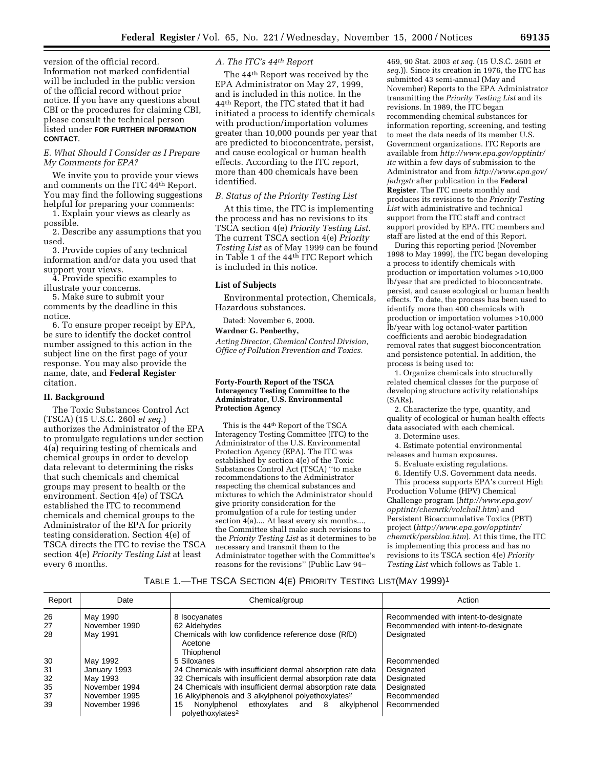version of the official record. Information not marked confidential will be included in the public version of the official record without prior notice. If you have any questions about CBI or the procedures for claiming CBI, please consult the technical person listed under **FOR FURTHER INFORMATION CONTACT**.

### *E. What Should I Consider as I Prepare My Comments for EPA?*

We invite you to provide your views and comments on the ITC 44th Report. You may find the following suggestions helpful for preparing your comments:

1. Explain your views as clearly as possible.
2. Describe any assumptions that you used.
3. Provide copies of any technical information and/or data you used that support your views.
4. Provide specific examples to illustrate your concerns.
5. Make sure to submit your comments by the deadline in this notice.
6. To ensure proper receipt by EPA, be sure to identify the docket control number assigned to this action in the subject line on the first page of your response. You may also provide the name, date, and **Federal Register** citation.

## II. Background

The Toxic Substances Control Act (TSCA) (15 U.S.C. 260l *et seq.*) authorizes the Administrator of the EPA to promulgate regulations under section 4(a) requiring testing of chemicals and chemical groups in order to develop data relevant to determining the risks that such chemicals and chemical groups may present to health or the environment. Section 4(e) of TSCA established the ITC to recommend chemicals and chemical groups to the Administrator of the EPA for priority testing consideration. Section 4(e) of TSCA directs the ITC to revise the TSCA section 4(e) *Priority Testing List* at least every 6 months.

### *A. The ITC's 44th Report*

The 44th Report was received by the EPA Administrator on May 27, 1999, and is included in this notice. In the 44th Report, the ITC stated that it had initiated a process to identify chemicals with production/importation volumes greater than 10,000 pounds per year that are predicted to bioconcentrate, persist, and cause ecological or human health effects. According to the ITC report, more than 400 chemicals have been identified.

### *B. Status of the Priority Testing List*

At this time, the ITC is implementing the process and has no revisions to its TSCA section 4(e) *Priority Testing List*. The current TSCA section 4(e) *Priority Testing List* as of May 1999 can be found in Table 1 of the 44th ITC Report which is included in this notice.

### List of Subjects

Environmental protection, Chemicals, Hazardous substances.

Dated: November 6, 2000.

**Wardner G. Penberthy,**

*Acting Director, Chemical Control Division, Office of Pollution Prevention and Toxics.*

## Forty-Fourth Report of the TSCA Interagency Testing Committee to the Administrator, U.S. Environmental Protection Agency

This is the 44th Report of the TSCA Interagency Testing Committee (ITC) to the Administrator of the U.S. Environmental Protection Agency (EPA). The ITC was established by section 4(e) of the Toxic Substances Control Act (TSCA) ''to make recommendations to the Administrator respecting the chemical substances and mixtures to which the Administrator should give priority consideration for the promulgation of a rule for testing under section 4(a).... At least every six months..., the Committee shall make such revisions to the *Priority Testing List* as it determines to be necessary and transmit them to the Administrator together with the Committee's reasons for the revisions'' (Public Law 94–469, 90 Stat. 2003 *et seq.* (15 U.S.C. 2601 *et seq.*)). Since its creation in 1976, the ITC has submitted 43 semi-annual (May and November) Reports to the EPA Administrator transmitting the *Priority Testing List* and its revisions. In 1989, the ITC began recommending chemical substances for information reporting, screening, and testing to meet the data needs of its member U.S. Government organizations. ITC Reports are available from *http://www.epa.gov/opptintr/itc* within a few days of submission to the Administrator and from *http://www.epa.gov/fedrgstr* after publication in the **Federal Register**. The ITC meets monthly and produces its revisions to the *Priority Testing List* with administrative and technical support from the ITC staff and contract support provided by EPA. ITC members and staff are listed at the end of this Report.

During this reporting period (November 1998 to May 1999), the ITC began developing a process to identify chemicals with production or importation volumes >10,000 lb/year that are predicted to bioconcentrate, persist, and cause ecological or human health effects. To date, the process has been used to identify more than 400 chemicals with production or importation volumes >10,000 lb/year with log octanol-water partition coefficients and aerobic biodegradation removal rates that suggest bioconcentration and persistence potential. In addition, the process is being used to:

1. Organize chemicals into structurally related chemical classes for the purpose of developing structure activity relationships (SARs).
2. Characterize the type, quantity, and quality of ecological or human health effects data associated with each chemical.
3. Determine uses.
4. Estimate potential environmental releases and human exposures.
5. Evaluate existing regulations.
6. Identify U.S. Government data needs.

This process supports EPA's current High Production Volume (HPV) Chemical Challenge program (*http://www.epa.gov/opptintr/chemrtk/volchall.htm*) and Persistent Bioaccumulative Toxics (PBT) project (*http://www.epa.gov/opptintr/chemrtk/persbioa.htm*). At this time, the ITC is implementing this process and has no revisions to its TSCA section 4(e) *Priority Testing List* which follows as Table 1.

TABLE 1.—THE TSCA SECTION 4(E) PRIORITY TESTING LIST (MAY 1999)[1]

| Report | Date | Chemical/group | Action |
|---|---|---|---|
| 26 | May 1990 | 8 Isocyanates | Recommended with intent-to-designate |
| 27 | November 1990 | 62 Aldehydes | Recommended with intent-to-designate |
| 28 | May 1991 | Chemicals with low confidence reference dose (RfD)<br>Acetone<br>Thiophenol | Designated |
| 30 | May 1992 | 5 Siloxanes | Recommended |
| 31 | January 1993 | 24 Chemicals with insufficient dermal absorption rate data | Designated |
| 32 | May 1993 | 32 Chemicals with insufficient dermal absorption rate data | Designated |
| 35 | November 1994 | 24 Chemicals with insufficient dermal absorption rate data | Designated |
| 37 | November 1995 | 16 Alkylphenols and 3 alkylphenol polyethoxylates[2] | Recommended |
| 39 | November 1996 | 15 Nonylphenol ethoxylates and 8 alkylphenol polyethoxylates[2] | Recommended |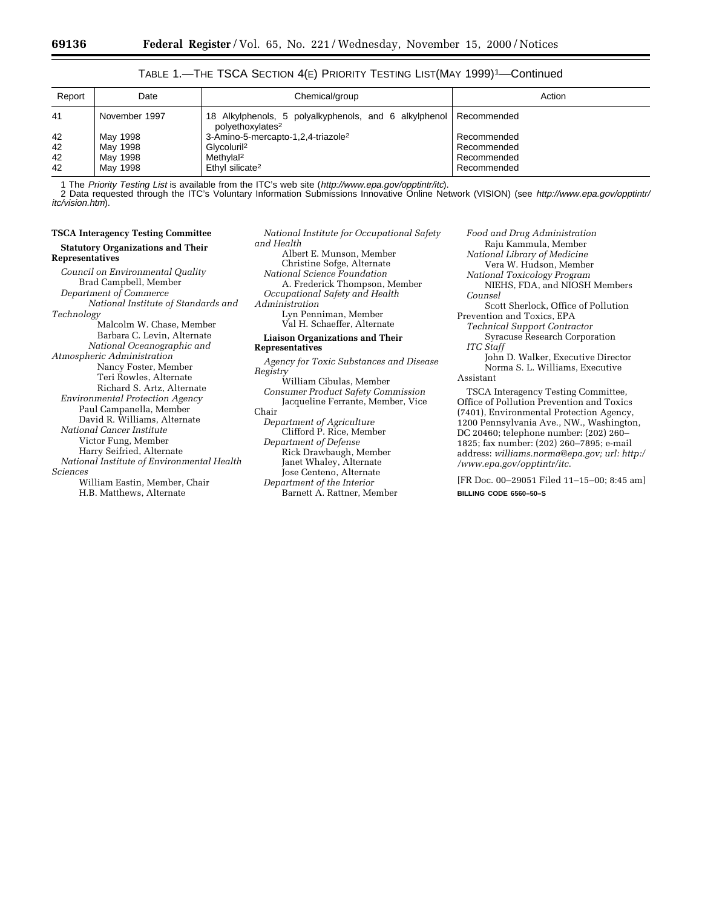TABLE 1.—THE TSCA SECTION 4(E) PRIORITY TESTING LIST(MAY 1999)[1]—Continued

| Report | Date | Chemical/group | Action |
| --- | --- | --- | --- |
| 41 | November 1997 | 18 Alkylphenols, 5 polyalkyphenols, and 6 alkylphenol polyethoxylates[2] | Recommended |
| 42 | May 1998 | 3-Amino-5-mercapto-1,2,4-triazole[2] | Recommended |
| 42 | May 1998 | Glycoluril[2] | Recommended |
| 42 | May 1998 | Methylal[2] | Recommended |
| 42 | May 1998 | Ethyl silicate[2] | Recommended |

1 The *Priority Testing List* is available from the ITC's web site (*http://www.epa.gov/opptintr/itc*).
2 Data requested through the ITC's Voluntary Information Submissions Innovative Online Network (VISION) (see *http://www.epa.gov/opptintr/itc/vision.htm*).

**TSCA Interagency Testing Committee**

**Statutory Organizations and Their Representatives**

*Council on Environmental Quality*
Brad Campbell, Member

*Department of Commerce*

*National Institute of Standards and Technology*
Malcolm W. Chase, Member
Barbara C. Levin, Alternate

*National Oceanographic and Atmospheric Administration*
Nancy Foster, Member
Teri Rowles, Alternate
Richard S. Artz, Alternate

*Environmental Protection Agency*
Paul Campanella, Member
David R. Williams, Alternate

*National Cancer Institute*
Victor Fung, Member
Harry Seifried, Alternate

*National Institute of Environmental Health Sciences*
William Eastin, Member, Chair
H.B. Matthews, Alternate

*National Institute for Occupational Safety and Health*
Albert E. Munson, Member
Christine Sofge, Alternate

*National Science Foundation*
A. Frederick Thompson, Member

*Occupational Safety and Health Administration*
Lyn Penniman, Member
Val H. Schaeffer, Alternate

**Liaison Organizations and Their Representatives**

*Agency for Toxic Substances and Disease Registry*
William Cibulas, Member

*Consumer Product Safety Commission*
Jacqueline Ferrante, Member, Vice Chair

*Department of Agriculture*
Clifford P. Rice, Member

*Department of Defense*
Rick Drawbaugh, Member
Janet Whaley, Alternate
Jose Centeno, Alternate

*Department of the Interior*
Barnett A. Rattner, Member

*Food and Drug Administration*
Raju Kammula, Member

*National Library of Medicine*
Vera W. Hudson, Member

*National Toxicology Program*
NIEHS, FDA, and NIOSH Members

*Counsel*
Scott Sherlock, Office of Pollution Prevention and Toxics, EPA

*Technical Support Contractor*
Syracuse Research Corporation

*ITC Staff*
John D. Walker, Executive Director
Norma S. L. Williams, Executive Assistant

TSCA Interagency Testing Committee, Office of Pollution Prevention and Toxics (7401), Environmental Protection Agency, 1200 Pennsylvania Ave., NW., Washington, DC 20460; telephone number: (202) 260–1825; fax number: (202) 260–7895; e-mail address: *williams.norma@epa.gov; url: http://www.epa.gov/opptintr/itc.*

[FR Doc. 00–29051 Filed 11–15–00; 8:45 am]

**BILLING CODE 6560–50–S**